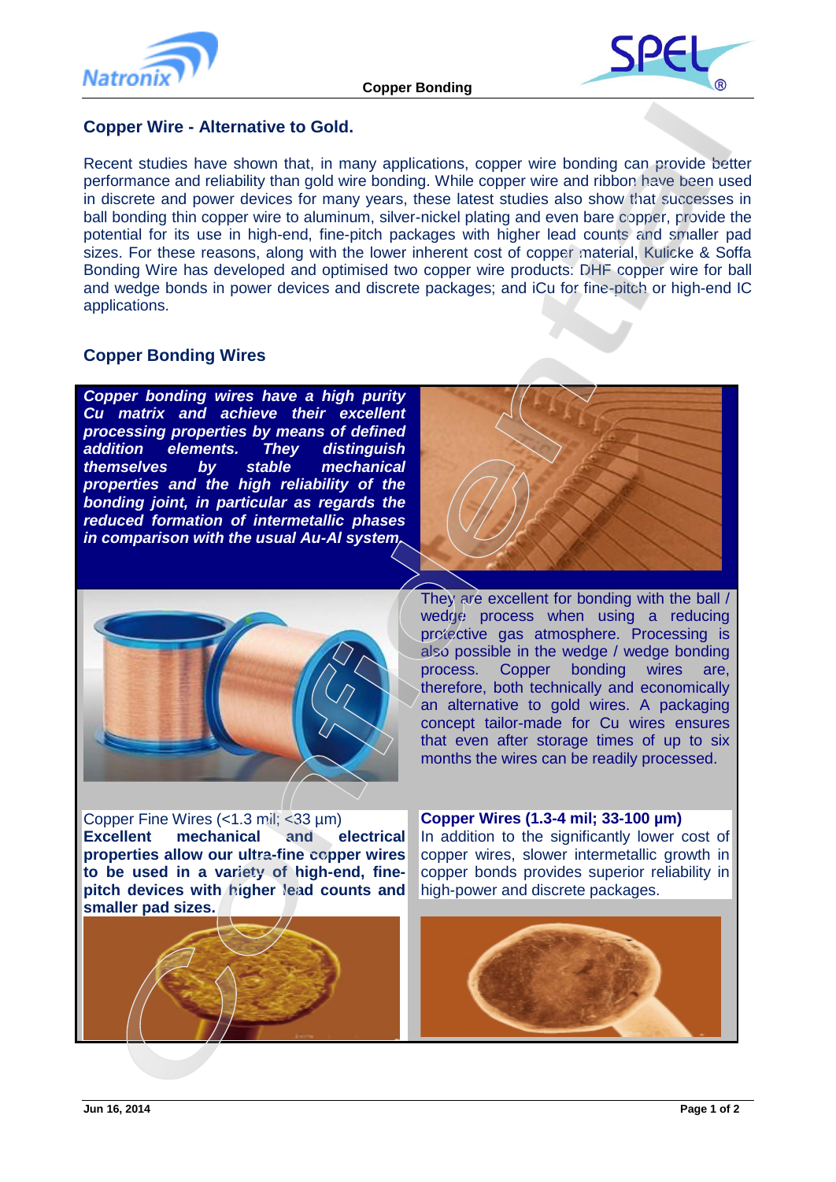## Copper Wire - Alternative to Gold.

Recent studies have shown that, in many applications, copper wire bonding can provide better performance and reliability than gold wire bonding. While copper wire and ribbon have been used in discrete and power devices for many years, these latest studies also show that successes in ball bonding thin copper wire to aluminum, silver-nickel plating and even bare copper, provide the potential for its use in high-end, fine-pitch packages with higher lead counts and smaller pad sizes. For these reasons, along with the lower inherent cost of copper material, Kulicke & Soffa Bonding Wire has developed and optimised two copper wire products: DHF copper wire for ball and wedge bonds in power devices and discrete packages; and iCu for fine-pitch or high-end IC applications.

## Copper Bonding Wires

***Copper bonding wires have a high purity Cu matrix and achieve their excellent processing properties by means of defined addition elements. They distinguish themselves by stable mechanical properties and the high reliability of the bonding joint, in particular as regards the reduced formation of intermetallic phases in comparison with the usual Au-Al system.***

They are excellent for bonding with the ball / wedge process when using a reducing protective gas atmosphere. Processing is also possible in the wedge / wedge bonding process. Copper bonding wires are, therefore, both technically and economically an alternative to gold wires. A packaging concept tailor-made for Cu wires ensures that even after storage times of up to six months the wires can be readily processed.

Copper Fine Wires (<1.3 mil; <33 µm)

**Excellent mechanical and electrical properties allow our ultra-fine copper wires to be used in a variety of high-end, fine-pitch devices with higher lead counts and smaller pad sizes.**

**Copper Wires (1.3-4 mil; 33-100 µm)**

In addition to the significantly lower cost of copper wires, slower intermetallic growth in copper bonds provides superior reliability in high-power and discrete packages.

Jun 16, 2014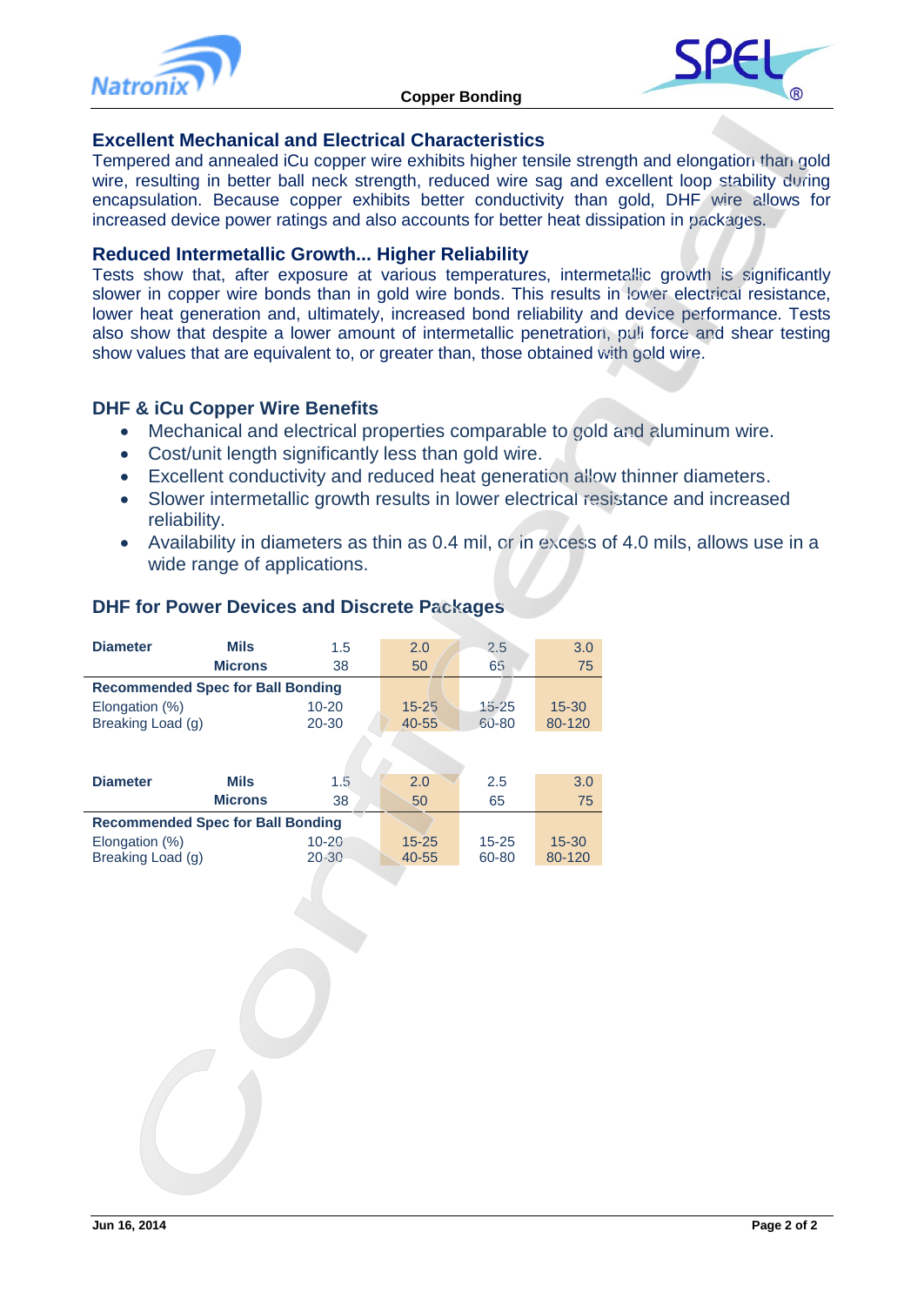## Excellent Mechanical and Electrical Characteristics

Tempered and annealed iCu copper wire exhibits higher tensile strength and elongation than gold wire, resulting in better ball neck strength, reduced wire sag and excellent loop stability during encapsulation. Because copper exhibits better conductivity than gold, DHF wire allows for increased device power ratings and also accounts for better heat dissipation in packages.

## Reduced Intermetallic Growth... Higher Reliability

Tests show that, after exposure at various temperatures, intermetallic growth is significantly slower in copper wire bonds than in gold wire bonds. This results in lower electrical resistance, lower heat generation and, ultimately, increased bond reliability and device performance. Tests also show that despite a lower amount of intermetallic penetration, pull force and shear testing show values that are equivalent to, or greater than, those obtained with gold wire.

## DHF & iCu Copper Wire Benefits

- Mechanical and electrical properties comparable to gold and aluminum wire.
- Cost/unit length significantly less than gold wire.
- Excellent conductivity and reduced heat generation allow thinner diameters.
- Slower intermetallic growth results in lower electrical resistance and increased reliability.
- Availability in diameters as thin as 0.4 mil, or in excess of 4.0 mils, allows use in a wide range of applications.

## DHF for Power Devices and Discrete Packages

| Diameter | Mils | 1.5 | 2.0 | 2.5 | 3.0 |
|---|---|---|---|---|---|
| | Microns | 38 | 50 | 65 | 75 |
| **Recommended Spec for Ball Bonding** | | | | | |
| Elongation (%) | | 10-20 | 15-25 | 15-25 | 15-30 |
| Breaking Load (g) | | 20-30 | 40-55 | 60-80 | 80-120 |

| Diameter | Mils | 1.5 | 2.0 | 2.5 | 3.0 |
|---|---|---|---|---|---|
| | Microns | 38 | 50 | 65 | 75 |
| **Recommended Spec for Ball Bonding** | | | | | |
| Elongation (%) | | 10-20 | 15-25 | 15-25 | 15-30 |
| Breaking Load (g) | | 20-30 | 40-55 | 60-80 | 80-120 |